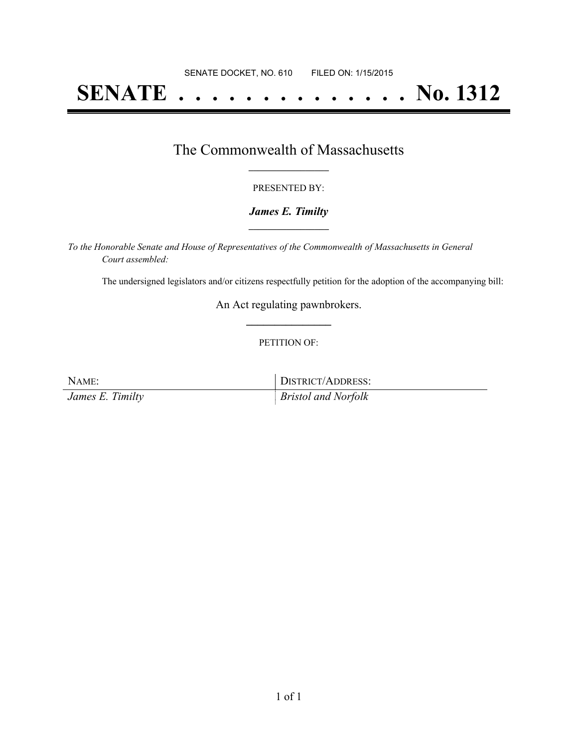SENATE DOCKET, NO. 610        FILED ON: 1/15/2015

# SENATE . . . . . . . . . . . . . . . No. 1312

## The Commonwealth of Massachusetts

PRESENTED BY:

***James E. Timilty***

*To the Honorable Senate and House of Representatives of the Commonwealth of Massachusetts in General Court assembled:*

The undersigned legislators and/or citizens respectfully petition for the adoption of the accompanying bill:

An Act regulating pawnbrokers.

PETITION OF:

| NAME: | DISTRICT/ADDRESS: |
| --- | --- |
| *James E. Timilty* | *Bristol and Norfolk* |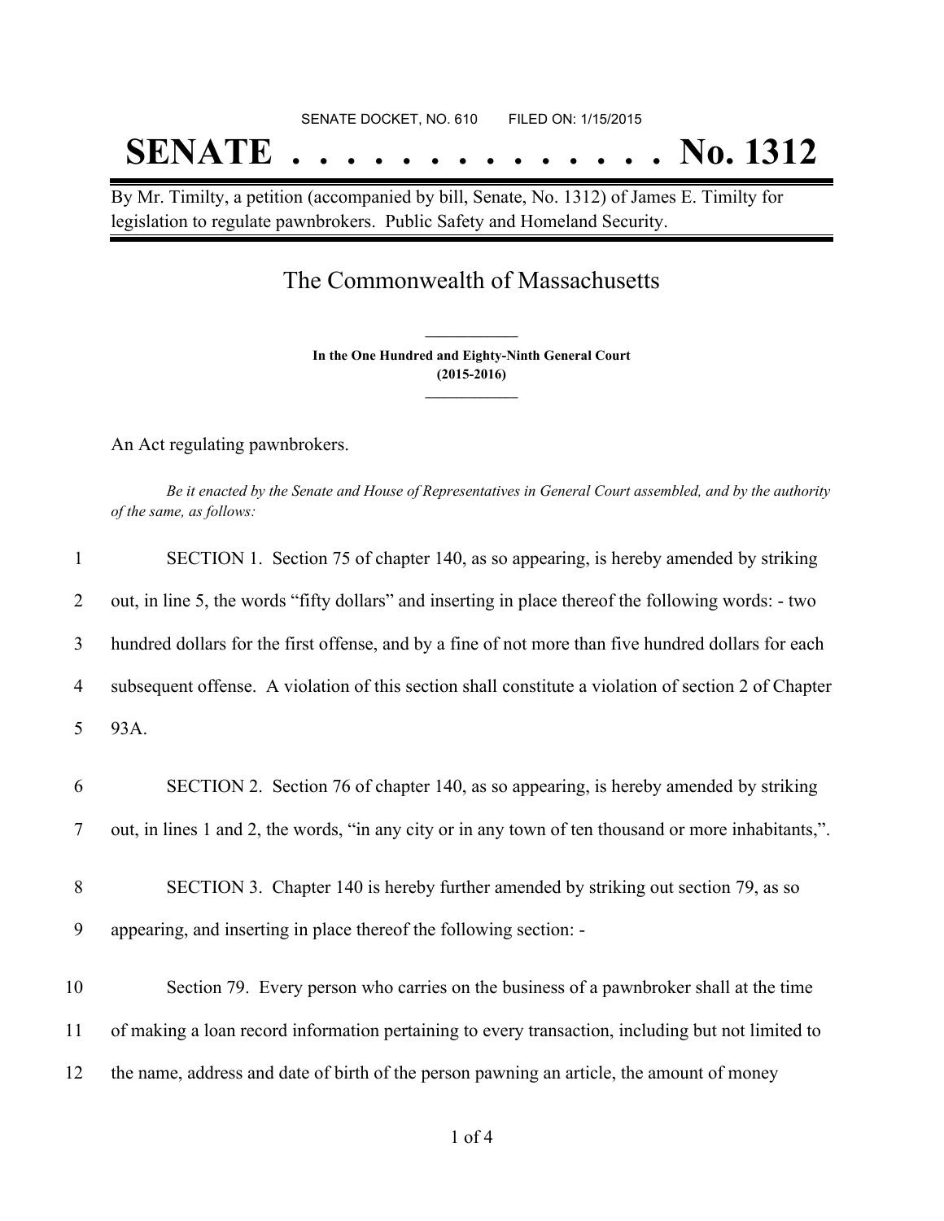SENATE DOCKET, NO. 610 FILED ON: 1/15/2015

# SENATE . . . . . . . . . . . . . . No. 1312

By Mr. Timilty, a petition (accompanied by bill, Senate, No. 1312) of James E. Timilty for legislation to regulate pawnbrokers. Public Safety and Homeland Security.

## The Commonwealth of Massachusetts

**In the One Hundred and Eighty-Ninth General Court**
**(2015-2016)**

An Act regulating pawnbrokers.

*Be it enacted by the Senate and House of Representatives in General Court assembled, and by the authority of the same, as follows:*

1 SECTION 1. Section 75 of chapter 140, as so appearing, is hereby amended by striking
2 out, in line 5, the words "fifty dollars" and inserting in place thereof the following words: - two
3 hundred dollars for the first offense, and by a fine of not more than five hundred dollars for each
4 subsequent offense. A violation of this section shall constitute a violation of section 2 of Chapter
5 93A.

6 SECTION 2. Section 76 of chapter 140, as so appearing, is hereby amended by striking
7 out, in lines 1 and 2, the words, "in any city or in any town of ten thousand or more inhabitants,".

8 SECTION 3. Chapter 140 is hereby further amended by striking out section 79, as so
9 appearing, and inserting in place thereof the following section: -

10 Section 79. Every person who carries on the business of a pawnbroker shall at the time
11 of making a loan record information pertaining to every transaction, including but not limited to
12 the name, address and date of birth of the person pawning an article, the amount of money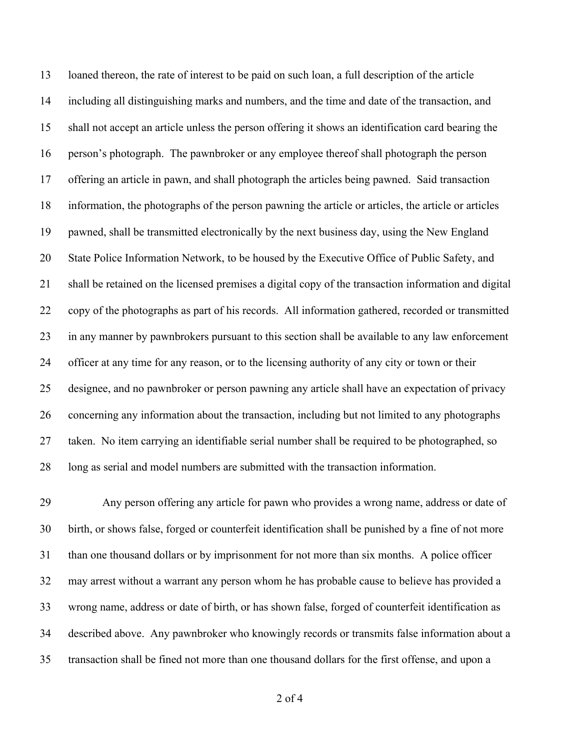loaned thereon, the rate of interest to be paid on such loan, a full description of the article including all distinguishing marks and numbers, and the time and date of the transaction, and shall not accept an article unless the person offering it shows an identification card bearing the person's photograph. The pawnbroker or any employee thereof shall photograph the person offering an article in pawn, and shall photograph the articles being pawned. Said transaction information, the photographs of the person pawning the article or articles, the article or articles pawned, shall be transmitted electronically by the next business day, using the New England State Police Information Network, to be housed by the Executive Office of Public Safety, and shall be retained on the licensed premises a digital copy of the transaction information and digital copy of the photographs as part of his records. All information gathered, recorded or transmitted in any manner by pawnbrokers pursuant to this section shall be available to any law enforcement officer at any time for any reason, or to the licensing authority of any city or town or their designee, and no pawnbroker or person pawning any article shall have an expectation of privacy concerning any information about the transaction, including but not limited to any photographs taken. No item carrying an identifiable serial number shall be required to be photographed, so long as serial and model numbers are submitted with the transaction information.

Any person offering any article for pawn who provides a wrong name, address or date of birth, or shows false, forged or counterfeit identification shall be punished by a fine of not more than one thousand dollars or by imprisonment for not more than six months. A police officer may arrest without a warrant any person whom he has probable cause to believe has provided a wrong name, address or date of birth, or has shown false, forged of counterfeit identification as described above. Any pawnbroker who knowingly records or transmits false information about a transaction shall be fined not more than one thousand dollars for the first offense, and upon a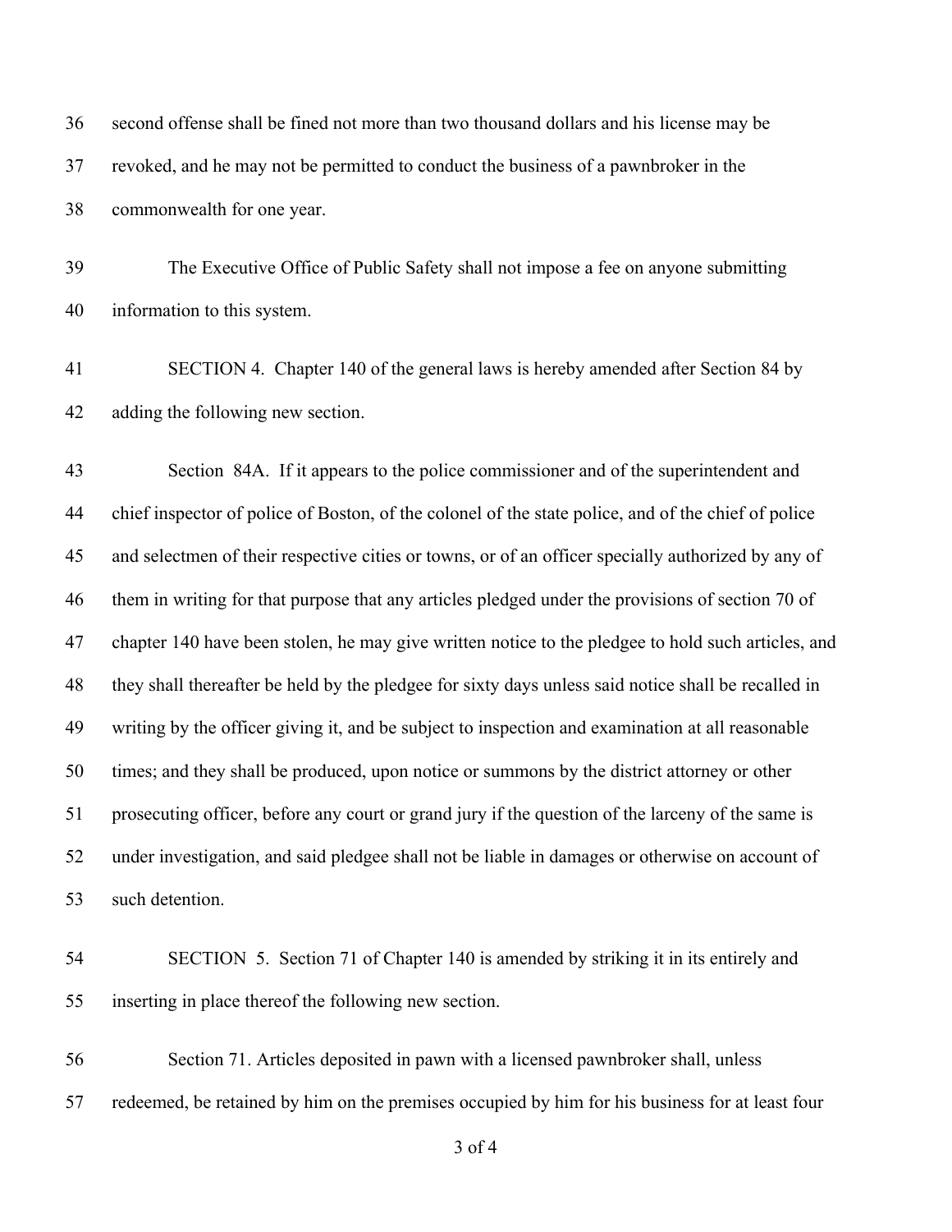second offense shall be fined not more than two thousand dollars and his license may be revoked, and he may not be permitted to conduct the business of a pawnbroker in the commonwealth for one year.

The Executive Office of Public Safety shall not impose a fee on anyone submitting information to this system.

SECTION 4. Chapter 140 of the general laws is hereby amended after Section 84 by adding the following new section.

Section 84A. If it appears to the police commissioner and of the superintendent and chief inspector of police of Boston, of the colonel of the state police, and of the chief of police and selectmen of their respective cities or towns, or of an officer specially authorized by any of them in writing for that purpose that any articles pledged under the provisions of section 70 of chapter 140 have been stolen, he may give written notice to the pledgee to hold such articles, and they shall thereafter be held by the pledgee for sixty days unless said notice shall be recalled in writing by the officer giving it, and be subject to inspection and examination at all reasonable times; and they shall be produced, upon notice or summons by the district attorney or other prosecuting officer, before any court or grand jury if the question of the larceny of the same is under investigation, and said pledgee shall not be liable in damages or otherwise on account of such detention.

SECTION 5. Section 71 of Chapter 140 is amended by striking it in its entirely and inserting in place thereof the following new section.

Section 71. Articles deposited in pawn with a licensed pawnbroker shall, unless redeemed, be retained by him on the premises occupied by him for his business for at least four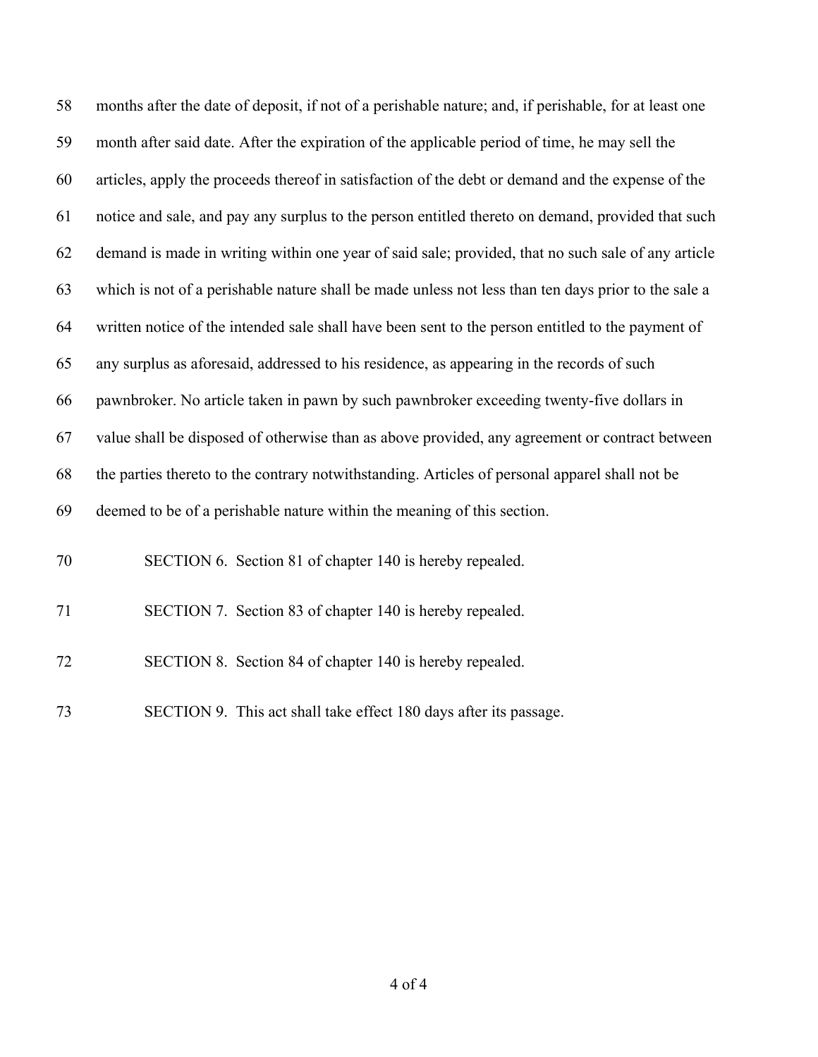months after the date of deposit, if not of a perishable nature; and, if perishable, for at least one month after said date. After the expiration of the applicable period of time, he may sell the articles, apply the proceeds thereof in satisfaction of the debt or demand and the expense of the notice and sale, and pay any surplus to the person entitled thereto on demand, provided that such demand is made in writing within one year of said sale; provided, that no such sale of any article which is not of a perishable nature shall be made unless not less than ten days prior to the sale a written notice of the intended sale shall have been sent to the person entitled to the payment of any surplus as aforesaid, addressed to his residence, as appearing in the records of such pawnbroker. No article taken in pawn by such pawnbroker exceeding twenty-five dollars in value shall be disposed of otherwise than as above provided, any agreement or contract between the parties thereto to the contrary notwithstanding. Articles of personal apparel shall not be deemed to be of a perishable nature within the meaning of this section.

SECTION 6. Section 81 of chapter 140 is hereby repealed.

SECTION 7. Section 83 of chapter 140 is hereby repealed.

SECTION 8. Section 84 of chapter 140 is hereby repealed.

SECTION 9. This act shall take effect 180 days after its passage.